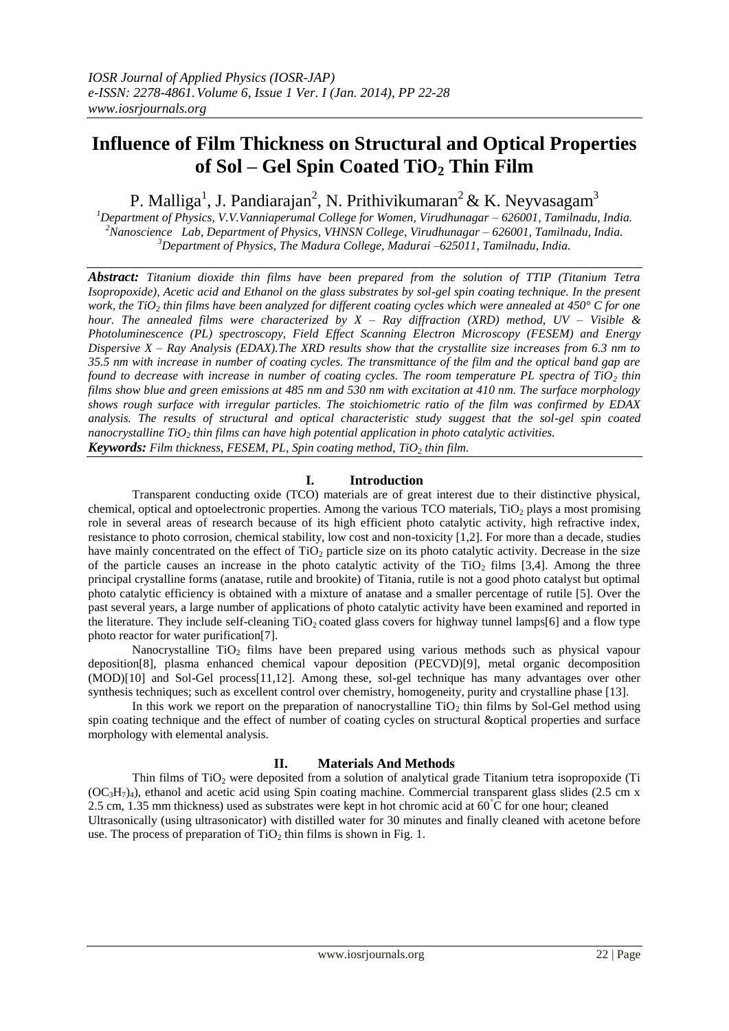# Influence of Film Thickness on Structural and Optical Properties of Sol – Gel Spin Coated $TiO_2$ Thin Film

P. Malliga[1], J. Pandiarajan[2], N. Prithivikumaran[2] & K. Neyvasagam[3]

[1]Department of Physics, V.V.Vanniaperumal College for Women, Virudhunagar – 626001, Tamilnadu, India.
[2]Nanoscience Lab, Department of Physics, VHNSN College, Virudhunagar – 626001, Tamilnadu, India.
[3]Department of Physics, The Madura College, Madurai –625011, Tamilnadu, India.

***Abstract:*** *Titanium dioxide thin films have been prepared from the solution of TTIP (Titanium Tetra Isopropoxide), Acetic acid and Ethanol on the glass substrates by sol-gel spin coating technique. In the present work, the $TiO_2$ thin films have been analyzed for different coating cycles which were annealed at 450° C for one hour. The annealed films were characterized by X – Ray diffraction (XRD) method, UV – Visible & Photoluminescence (PL) spectroscopy, Field Effect Scanning Electron Microscopy (FESEM) and Energy Dispersive X – Ray Analysis (EDAX).The XRD results show that the crystallite size increases from 6.3 nm to 35.5 nm with increase in number of coating cycles. The transmittance of the film and the optical band gap are found to decrease with increase in number of coating cycles. The room temperature PL spectra of $TiO_2$ thin films show blue and green emissions at 485 nm and 530 nm with excitation at 410 nm. The surface morphology shows rough surface with irregular particles. The stoichiometric ratio of the film was confirmed by EDAX analysis. The results of structural and optical characteristic study suggest that the sol-gel spin coated nanocrystalline $TiO_2$ thin films can have high potential application in photo catalytic activities.*

***Keywords:*** *Film thickness, FESEM, PL, Spin coating method, $TiO_2$ thin film.*

## I. Introduction

Transparent conducting oxide (TCO) materials are of great interest due to their distinctive physical, chemical, optical and optoelectronic properties. Among the various TCO materials, $TiO_2$ plays a most promising role in several areas of research because of its high efficient photo catalytic activity, high refractive index, resistance to photo corrosion, chemical stability, low cost and non-toxicity [1,2]. For more than a decade, studies have mainly concentrated on the effect of $TiO_2$ particle size on its photo catalytic activity. Decrease in the size of the particle causes an increase in the photo catalytic activity of the $TiO_2$ films [3,4]. Among the three principal crystalline forms (anatase, rutile and brookite) of Titania, rutile is not a good photo catalyst but optimal photo catalytic efficiency is obtained with a mixture of anatase and a smaller percentage of rutile [5]. Over the past several years, a large number of applications of photo catalytic activity have been examined and reported in the literature. They include self-cleaning $TiO_2$ coated glass covers for highway tunnel lamps[6] and a flow type photo reactor for water purification[7].

Nanocrystalline $TiO_2$ films have been prepared using various methods such as physical vapour deposition[8], plasma enhanced chemical vapour deposition (PECVD)[9], metal organic decomposition (MOD)[10] and Sol-Gel process[11,12]. Among these, sol-gel technique has many advantages over other synthesis techniques; such as excellent control over chemistry, homogeneity, purity and crystalline phase [13].

In this work we report on the preparation of nanocrystalline $TiO_2$ thin films by Sol-Gel method using spin coating technique and the effect of number of coating cycles on structural &optical properties and surface morphology with elemental analysis.

## II. Materials And Methods

Thin films of $TiO_2$ were deposited from a solution of analytical grade Titanium tetra isopropoxide ($Ti(OC_3H_7)_4$), ethanol and acetic acid using Spin coating machine. Commercial transparent glass slides (2.5 cm x 2.5 cm, 1.35 mm thickness) used as substrates were kept in hot chromic acid at 60°C for one hour; cleaned Ultrasonically (using ultrasonicator) with distilled water for 30 minutes and finally cleaned with acetone before use. The process of preparation of $TiO_2$ thin films is shown in Fig. 1.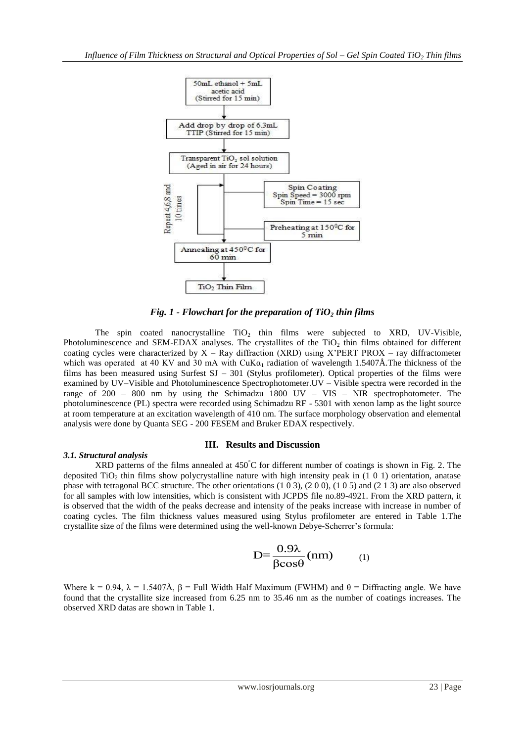50mL ethanol + 5mL acetic acid (Stirred for 15 min)

Add drop by drop of 6.3mL TTIP (Stirred for 15 min)

Transparent $TiO_2$ sol solution (Aged in air for 24 hours)

Repeat 4,6,8 and 10 times

Spin Coating Spin Speed = 3000 rpm Spin Time = 15 sec

Preheating at 150$^0$C for 5 min

Annealing at 450$^0$C for 60 min

$TiO_2$ Thin Film

***Fig. 1 - Flowchart for the preparation of $TiO_2$ thin films***

The spin coated nanocrystalline $TiO_2$ thin films were subjected to XRD, UV-Visible, Photoluminescence and SEM-EDAX analyses. The crystallites of the $TiO_2$ thin films obtained for different coating cycles were characterized by X – Ray diffraction (XRD) using X'PERT PROX – ray diffractometer which was operated at 40 KV and 30 mA with $CuK\alpha_1$ radiation of wavelength 1.5407Å.The thickness of the films has been measured using Surfest SJ – 301 (Stylus profilometer). Optical properties of the films were examined by UV–Visible and Photoluminescence Spectrophotometer.UV – Visible spectra were recorded in the range of 200 – 800 nm by using the Schimadzu 1800 UV – VIS – NIR spectrophotometer. The photoluminescence (PL) spectra were recorded using Schimadzu RF - 5301 with xenon lamp as the light source at room temperature at an excitation wavelength of 410 nm. The surface morphology observation and elemental analysis were done by Quanta SEG - 200 FESEM and Bruker EDAX respectively.

## III. Results and Discussion

### *3.1. Structural analysis*

XRD patterns of the films annealed at 450°C for different number of coatings is shown in Fig. 2. The deposited $TiO_2$ thin films show polycrystalline nature with high intensity peak in (1 0 1) orientation, anatase phase with tetragonal BCC structure. The other orientations (1 0 3), (2 0 0), (1 0 5) and (2 1 3) are also observed for all samples with low intensities, which is consistent with JCPDS file no.89-4921. From the XRD pattern, it is observed that the width of the peaks decrease and intensity of the peaks increase with increase in number of coating cycles. The film thickness values measured using Stylus profilometer are entered in Table 1.The crystallite size of the films were determined using the well-known Debye-Scherrer's formula:

$$D = \frac{0.9\lambda}{\beta\cos\theta}(\text{nm}) \qquad (1)$$

Where k = 0.94, $\lambda$ = 1.5407Å, $\beta$ = Full Width Half Maximum (FWHM) and $\theta$ = Diffracting angle. We have found that the crystallite size increased from 6.25 nm to 35.46 nm as the number of coatings increases. The observed XRD datas are shown in Table 1.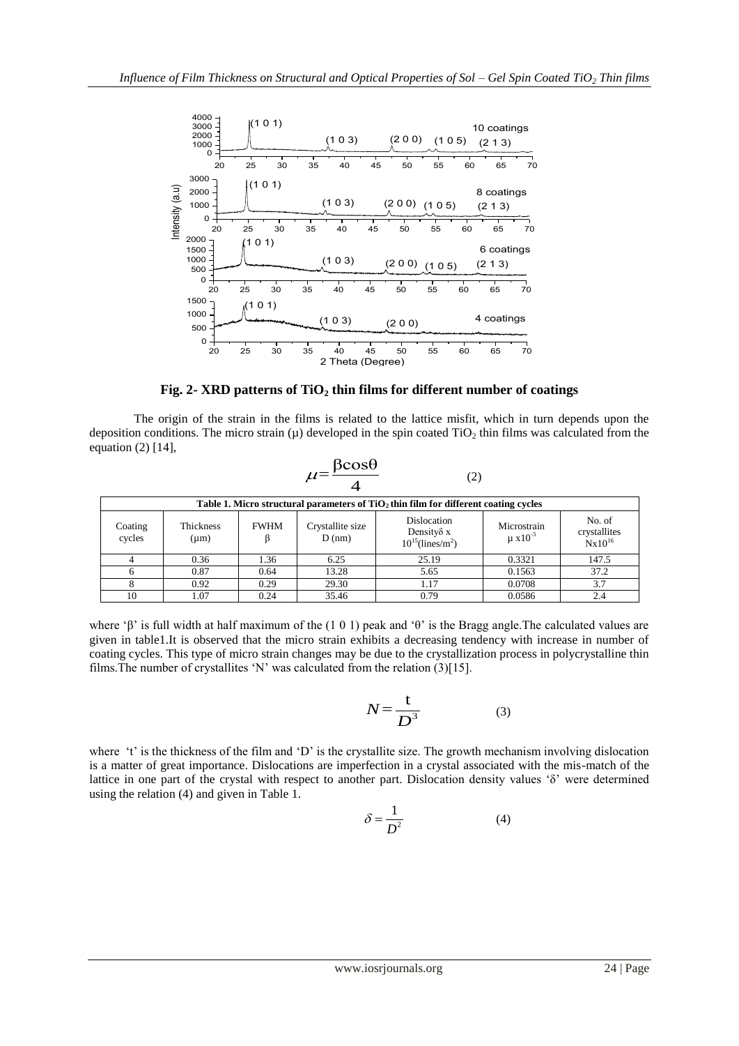(1 0 1)
(1 0 3)
(2 0 0)
(1 0 5)
(2 1 3)
10 coatings
8 coatings
6 coatings
4 coatings
Intensity (a.u)
2 Theta (Degree)

**Fig. 2- XRD patterns of $TiO_2$ thin films for different number of coatings**

The origin of the strain in the films is related to the lattice misfit, which in turn depends upon the deposition conditions. The micro strain (μ) developed in the spin coated $TiO_2$ thin films was calculated from the equation (2) [14],

$$\mu = \frac{\beta \cos\theta}{4} \qquad (2)$$

**Table 1. Micro structural parameters of $TiO_2$ thin film for different coating cycles**

| Coating cycles | Thickness (μm) | FWHM β | Crystallite size D (nm) | Dislocation Density δ x $10^{15}$(lines/m$^2$) | Microstrain μ x$10^{-3}$ | No. of crystallites N$x10^{16}$ |
|---|---|---|---|---|---|---|
| 4 | 0.36 | 1.36 | 6.25 | 25.19 | 0.3321 | 147.5 |
| 6 | 0.87 | 0.64 | 13.28 | 5.65 | 0.1563 | 37.2 |
| 8 | 0.92 | 0.29 | 29.30 | 1.17 | 0.0708 | 3.7 |
| 10 | 1.07 | 0.24 | 35.46 | 0.79 | 0.0586 | 2.4 |

where 'β' is full width at half maximum of the (1 0 1) peak and 'θ' is the Bragg angle.The calculated values are given in table1.It is observed that the micro strain exhibits a decreasing tendency with increase in number of coating cycles. This type of micro strain changes may be due to the crystallization process in polycrystalline thin films.The number of crystallites 'N' was calculated from the relation (3)[15].

$$N = \frac{t}{D^3} \qquad (3)$$

where 't' is the thickness of the film and 'D' is the crystallite size. The growth mechanism involving dislocation is a matter of great importance. Dislocations are imperfection in a crystal associated with the mis-match of the lattice in one part of the crystal with respect to another part. Dislocation density values 'δ' were determined using the relation (4) and given in Table 1.

$$\delta = \frac{1}{D^2} \qquad (4)$$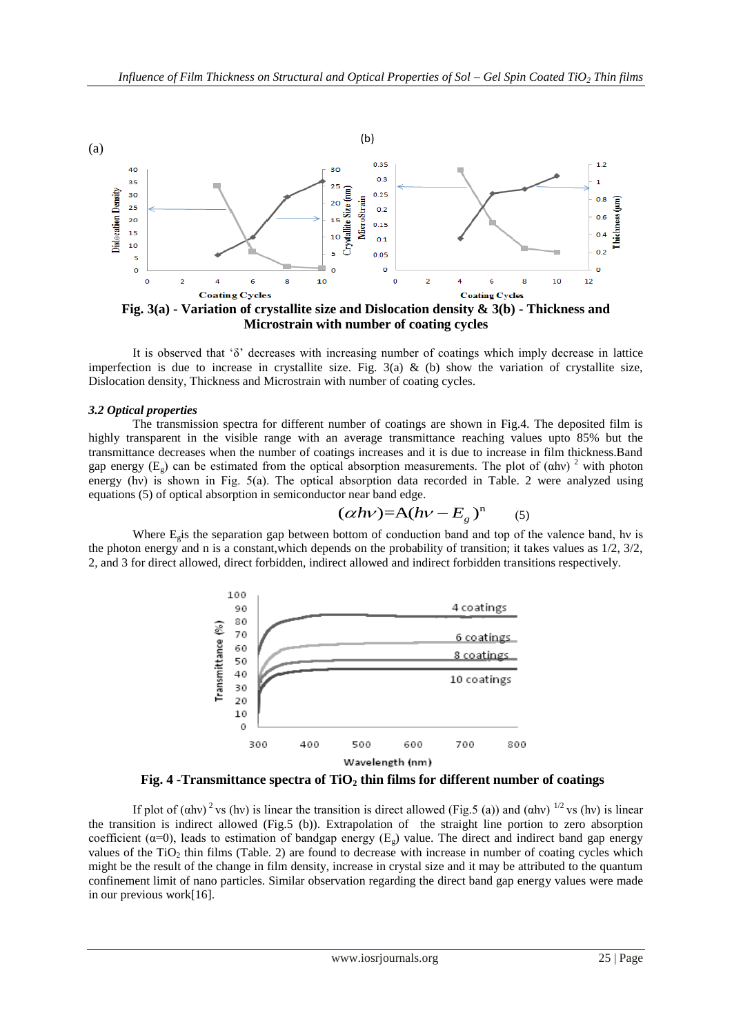(a)

(b)

Dislocation Density

40
35
30
25
20
15
10
5
0

Crystallite Size (nm)

30
25
20
15
10
5
0

0 2 4 6 8 10

Coating Cycles

MicroStrain

0.35
0.3
0.25
0.2
0.15
0.1
0.05
0

Thickness (µm)

1.2
1
0.8
0.6
0.4
0.2
0

0 2 4 6 8 10 12

Coating Cycles

**Fig. 3(a) - Variation of crystallite size and Dislocation density & 3(b) - Thickness and Microstrain with number of coating cycles**

It is observed that 'δ' decreases with increasing number of coatings which imply decrease in lattice imperfection is due to increase in crystallite size. Fig. 3(a) & (b) show the variation of crystallite size, Dislocation density, Thickness and Microstrain with number of coating cycles.

### *3.2 Optical properties*

The transmission spectra for different number of coatings are shown in Fig.4. The deposited film is highly transparent in the visible range with an average transmittance reaching values upto 85% but the transmittance decreases when the number of coatings increases and it is due to increase in film thickness.Band gap energy ($E_g$) can be estimated from the optical absorption measurements. The plot of $(\alpha h\nu)^2$ with photon energy ($h\nu$) is shown in Fig. 5(a). The optical absorption data recorded in Table. 2 were analyzed using equations (5) of optical absorption in semiconductor near band edge.

$$(\alpha h\nu) = A(h\nu - E_g)^n \quad (5)$$

Where $E_g$is the separation gap between bottom of conduction band and top of the valence band, $h\nu$ is the photon energy and n is a constant,which depends on the probability of transition; it takes values as 1/2, 3/2, 2, and 3 for direct allowed, direct forbidden, indirect allowed and indirect forbidden transitions respectively.

Transmittance (%)

100
90
80
70
60
50
40
30
20
10
0

300 400 500 600 700 800

Wavelength (nm)

4 coatings

6 coatings

8 coatings

10 coatings

**Fig. 4 -Transmittance spectra of $TiO_2$ thin films for different number of coatings**

If plot of $(\alpha h\nu)^2$ vs ($h\nu$) is linear the transition is direct allowed (Fig.5 (a)) and $(\alpha h\nu)^{1/2}$ vs ($h\nu$) is linear the transition is indirect allowed (Fig.5 (b)). Extrapolation of the straight line portion to zero absorption coefficient ($\alpha$=0), leads to estimation of bandgap energy ($E_g$) value. The direct and indirect band gap energy values of the $TiO_2$ thin films (Table. 2) are found to decrease with increase in number of coating cycles which might be the result of the change in film density, increase in crystal size and it may be attributed to the quantum confinement limit of nano particles. Similar observation regarding the direct band gap energy values were made in our previous work[16].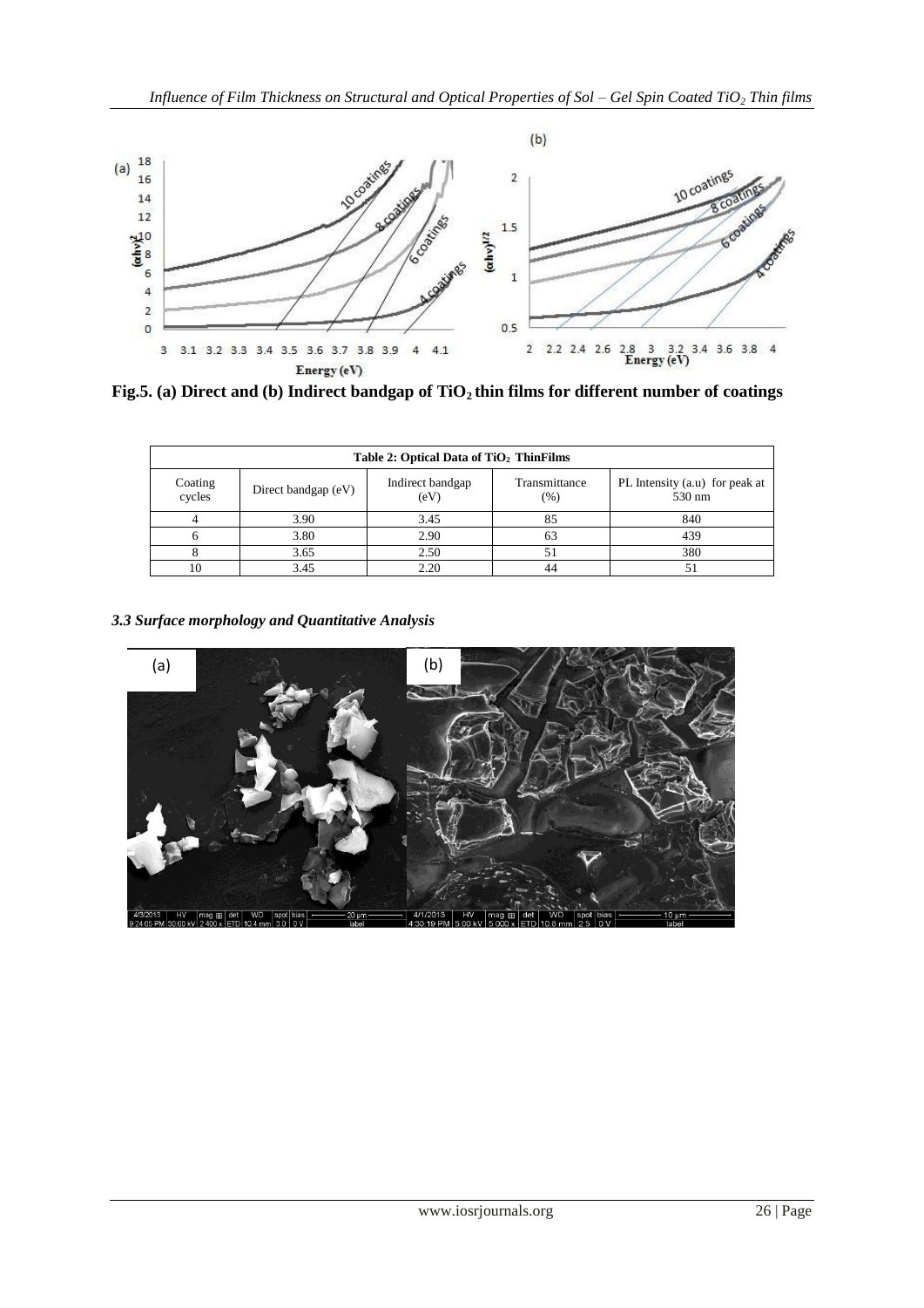(a)

18
16
14
12
10
8
6
4
2
0

$(\alpha h\nu)^2$

10 coatings
8 coatings
6 coatings
4 coatings

3 3.1 3.2 3.3 3.4 3.5 3.6 3.7 3.8 3.9 4 4.1

Energy (eV)

(b)

2
1.5
1
0.5

$(\alpha h\nu)^{1/2}$

10 coatings
8 coatings
6 coatings
4 coatings

2 2.2 2.4 2.6 2.8 3 3.2 3.4 3.6 3.8 4

Energy (eV)

**Fig.5. (a) Direct and (b) Indirect bandgap of $TiO_2$ thin films for different number of coatings**

**Table 2: Optical Data of $TiO_2$ ThinFilms**

| Coating cycles | Direct bandgap (eV) | Indirect bandgap (eV) | Transmittance (%) | PL Intensity (a.u) for peak at 530 nm |
|---|---|---|---|---|
| 4 | 3.90 | 3.45 | 85 | 840 |
| 6 | 3.80 | 2.90 | 63 | 439 |
| 8 | 3.65 | 2.50 | 51 | 380 |
| 10 | 3.45 | 2.20 | 44 | 51 |

### *3.3 Surface morphology and Quantitative Analysis*

(a)

4/3/2013 HV mag det WD spot bias 20 µm
9:24:05 PM 30.00 kV 2 400 x ETD 10.4 mm 3.0 0 V label

(b)

4/1/2013 HV mag det WD spot bias 10 µm
4:30:19 PM 5.00 kV 5 000 x ETD 10.8 mm 2.5 0 V label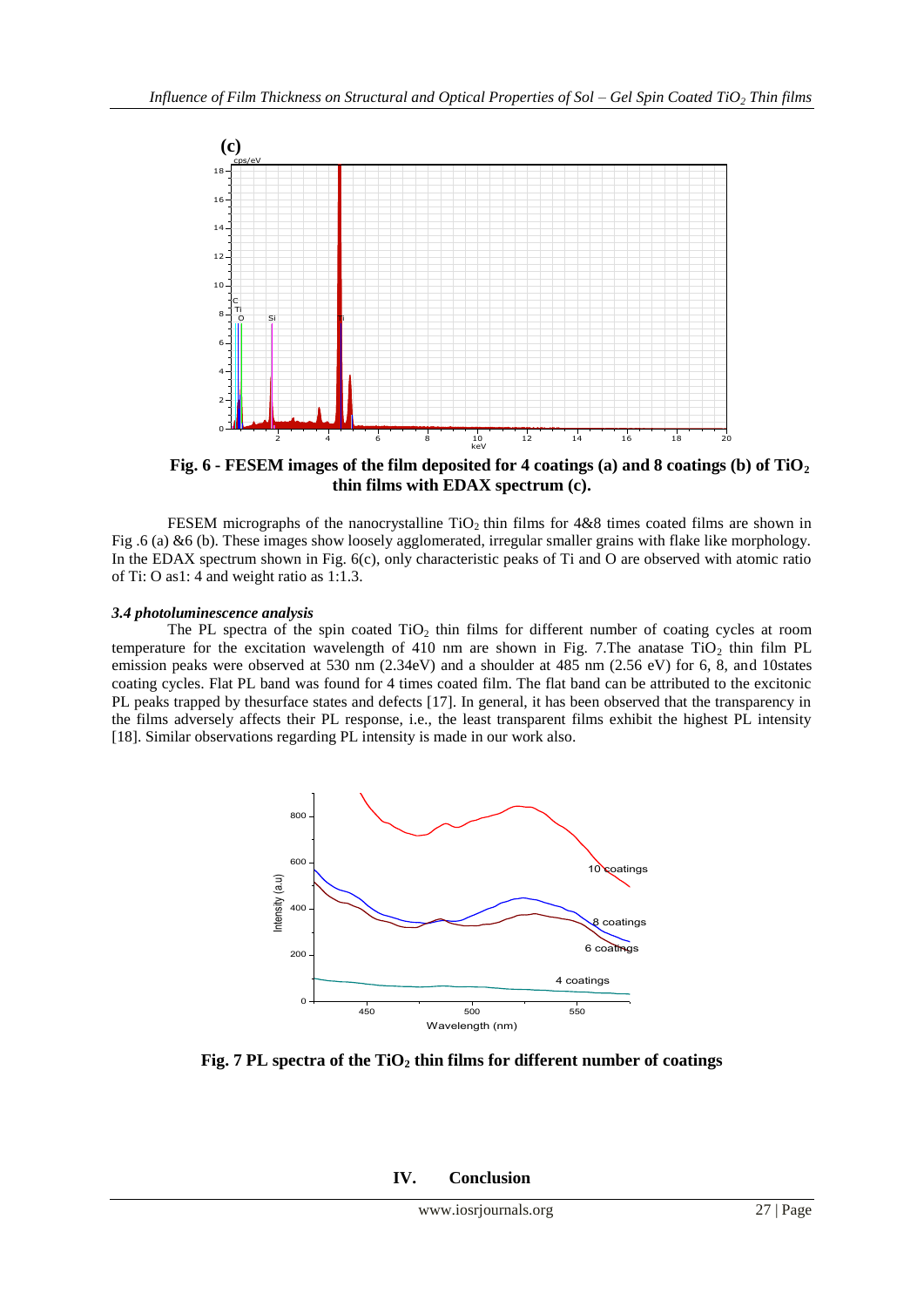(c)

cps/eV

18
16
14
12
10
8
6
4
2
0

C
Ti
O
Si
Ti

2
4
6
8
10
keV
12
14
16
18
20

**Fig. 6 - FESEM images of the film deposited for 4 coatings (a) and 8 coatings (b) of $TiO_2$ thin films with EDAX spectrum (c).**

FESEM micrographs of the nanocrystalline $TiO_2$ thin films for 4&8 times coated films are shown in Fig .6 (a) &6 (b). These images show loosely agglomerated, irregular smaller grains with flake like morphology. In the EDAX spectrum shown in Fig. 6(c), only characteristic peaks of Ti and O are observed with atomic ratio of Ti: O as1: 4 and weight ratio as 1:1.3.

### *3.4 photoluminescence analysis*

The PL spectra of the spin coated $TiO_2$ thin films for different number of coating cycles at room temperature for the excitation wavelength of 410 nm are shown in Fig. 7.The anatase $TiO_2$ thin film PL emission peaks were observed at 530 nm (2.34eV) and a shoulder at 485 nm (2.56 eV) for 6, 8, and 10states coating cycles. Flat PL band was found for 4 times coated film. The flat band can be attributed to the excitonic PL peaks trapped by thesurface states and defects [17]. In general, it has been observed that the transparency in the films adversely affects their PL response, i.e., the least transparent films exhibit the highest PL intensity [18]. Similar observations regarding PL intensity is made in our work also.

Intensity (a.u)

800
600
400
200
0

10 coatings
8 coatings
6 coatings
4 coatings

450
500
550

Wavelength (nm)

**Fig. 7 PL spectra of the $TiO_2$ thin films for different number of coatings**

## IV. Conclusion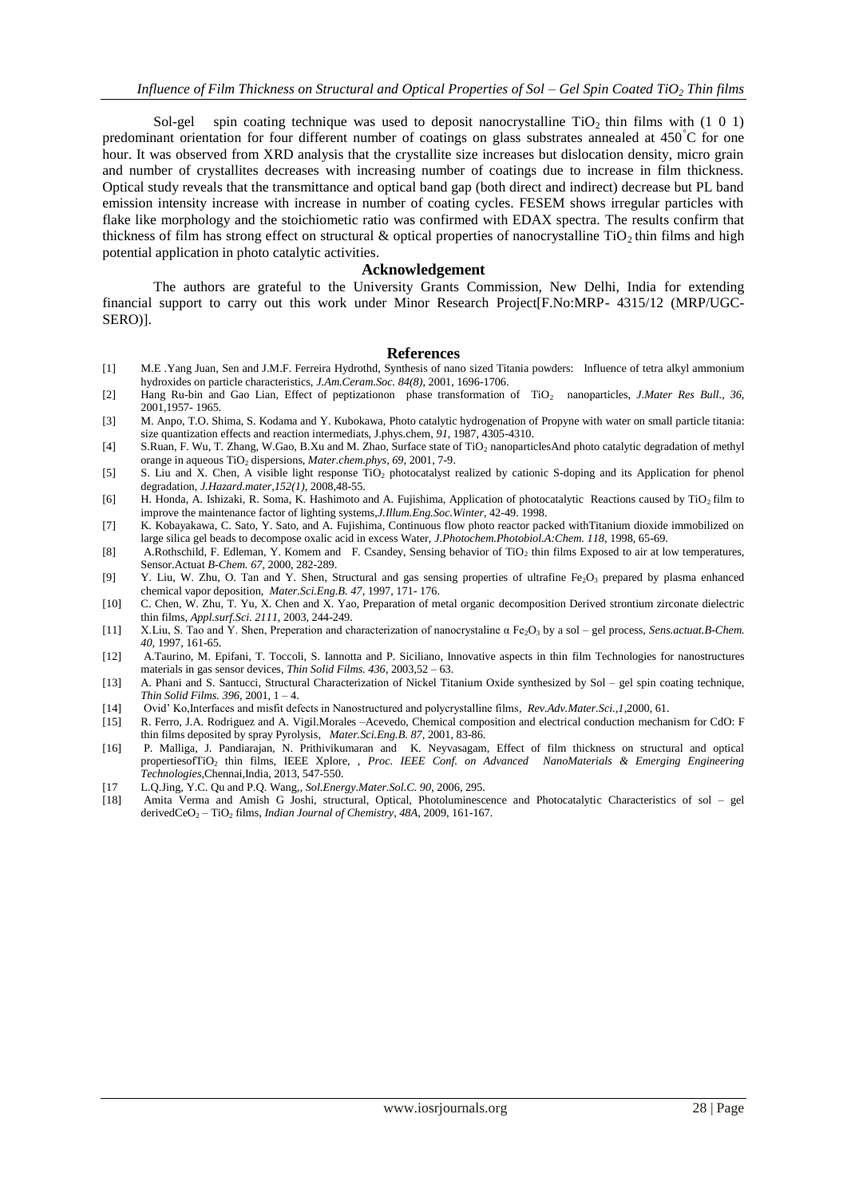Sol-gel spin coating technique was used to deposit nanocrystalline $TiO_2$ thin films with (1 0 1) predominant orientation for four different number of coatings on glass substrates annealed at 450°C for one hour. It was observed from XRD analysis that the crystallite size increases but dislocation density, micro grain and number of crystallites decreases with increasing number of coatings due to increase in film thickness. Optical study reveals that the transmittance and optical band gap (both direct and indirect) decrease but PL band emission intensity increase with increase in number of coating cycles. FESEM shows irregular particles with flake like morphology and the stoichiometic ratio was confirmed with EDAX spectra. The results confirm that thickness of film has strong effect on structural & optical properties of nanocrystalline $TiO_2$ thin films and high potential application in photo catalytic activities.

## Acknowledgement

The authors are grateful to the University Grants Commission, New Delhi, India for extending financial support to carry out this work under Minor Research Project[F.No:MRP- 4315/12 (MRP/UGC-SERO)].

## References

[1] M.E .Yang Juan, Sen and J.M.F. Ferreira Hydrothd, Synthesis of nano sized Titania powders: Influence of tetra alkyl ammonium hydroxides on particle characteristics, *J.Am.Ceram.Soc. 84(8)*, 2001, 1696-1706.

[2] Hang Ru-bin and Gao Lian, Effect of peptizationon phase transformation of $TiO_2$ nanoparticles, *J.Mater Res Bull., 36,* 2001,1957- 1965.

[3] M. Anpo, T.O. Shima, S. Kodama and Y. Kubokawa, Photo catalytic hydrogenation of Propyne with water on small particle titania: size quantization effects and reaction intermediats, J.phys.chem, *91*, 1987, 4305-4310.

[4] S.Ruan, F. Wu, T. Zhang, W.Gao, B.Xu and M. Zhao, Surface state of $TiO_2$ nanoparticlesAnd photo catalytic degradation of methyl orange in aqueous $TiO_2$ dispersions, *Mater.chem.phys, 69,* 2001, 7-9.

[5] S. Liu and X. Chen, A visible light response $TiO_2$ photocatalyst realized by cationic S-doping and its Application for phenol degradation, *J.Hazard.mater,152(1),* 2008,48-55.

[6] H. Honda, A. Ishizaki, R. Soma, K. Hashimoto and A. Fujishima, Application of photocatalytic Reactions caused by $TiO_2$ film to improve the maintenance factor of lighting systems,*J.Illum.Eng.Soc.Winter*, 42-49. 1998.

[7] K. Kobayakawa, C. Sato, Y. Sato, and A. Fujishima, Continuous flow photo reactor packed withTitanium dioxide immobilized on large silica gel beads to decompose oxalic acid in excess Water, *J.Photochem.Photobiol.A:Chem. 118*, 1998, 65-69.

[8] A.Rothschild, F. Edleman, Y. Komem and F. Csandey, Sensing behavior of $TiO_2$ thin films Exposed to air at low temperatures, Sensor.Actuat *B-Chem. 67*, 2000, 282-289.

[9] Y. Liu, W. Zhu, O. Tan and Y. Shen, Structural and gas sensing properties of ultrafine $Fe_2O_3$ prepared by plasma enhanced chemical vapor deposition, *Mater.Sci.Eng.B. 47*, 1997, 171- 176.

[10] C. Chen, W. Zhu, T. Yu, X. Chen and X. Yao, Preparation of metal organic decomposition Derived strontium zirconate dielectric thin films, *Appl.surf.Sci. 2111*, 2003, 244-249.

[11] X.Liu, S. Tao and Y. Shen, Preperation and characterization of nanocrystaline α $Fe_2O_3$ by a sol – gel process, *Sens.actuat.B-Chem. 40*, 1997, 161-65.

[12] A.Taurino, M. Epifani, T. Toccoli, S. Iannotta and P. Siciliano, Innovative aspects in thin film Technologies for nanostructures materials in gas sensor devices, *Thin Solid Films. 436*, 2003,52 – 63.

[13] A. Phani and S. Santucci, Structural Characterization of Nickel Titanium Oxide synthesized by Sol – gel spin coating technique, *Thin Solid Films. 396*, 2001, 1 – 4.

[14] Ovid' Ko,Interfaces and misfit defects in Nanostructured and polycrystalline films, *Rev.Adv.Mater.Sci.,1*,2000, 61.

[15] R. Ferro, J.A. Rodriguez and A. Vigil.Morales –Acevedo, Chemical composition and electrical conduction mechanism for CdO: F thin films deposited by spray Pyrolysis, *Mater.Sci.Eng.B. 87*, 2001, 83-86.

[16] P. Malliga, J. Pandiarajan, N. Prithivikumaran and K. Neyvasagam, Effect of film thickness on structural and optical propertiesof$TiO_2$ thin films, IEEE Xplore, , *Proc. IEEE Conf. on Advanced NanoMaterials & Emerging Engineering Technologies*,Chennai,India, 2013, 547-550.

[17 L.Q.Jing, Y.C. Qu and P.Q. Wang,, *Sol.Energy.Mater.Sol.C. 90*, 2006, 295.

[18] Amita Verma and Amish G Joshi, structural, Optical, Photoluminescence and Photocatalytic Characteristics of sol – gel derived$CeO_2$ – $TiO_2$ films, *Indian Journal of Chemistry, 48A*, 2009, 161-167.